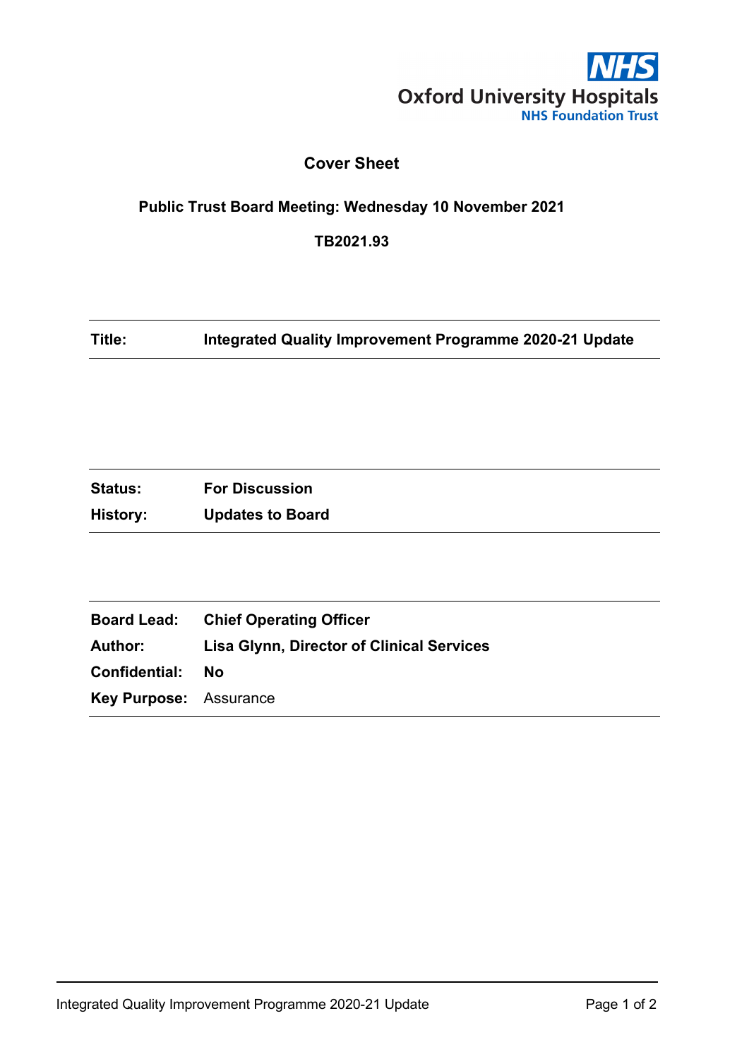Oxford University Hospitals
NHS Foundation Trust

# Cover Sheet

**Public Trust Board Meeting: Wednesday 10 November 2021**

**TB2021.93**

| | |
|---|---|
| **Title:** | **Integrated Quality Improvement Programme 2020-21 Update** |

| | |
|---|---|
| **Status:** | **For Discussion** |
| **History:** | **Updates to Board** |

| | |
|---|---|
| **Board Lead:** | **Chief Operating Officer** |
| **Author:** | **Lisa Glynn, Director of Clinical Services** |
| **Confidential:** | **No** |
| **Key Purpose:** | Assurance |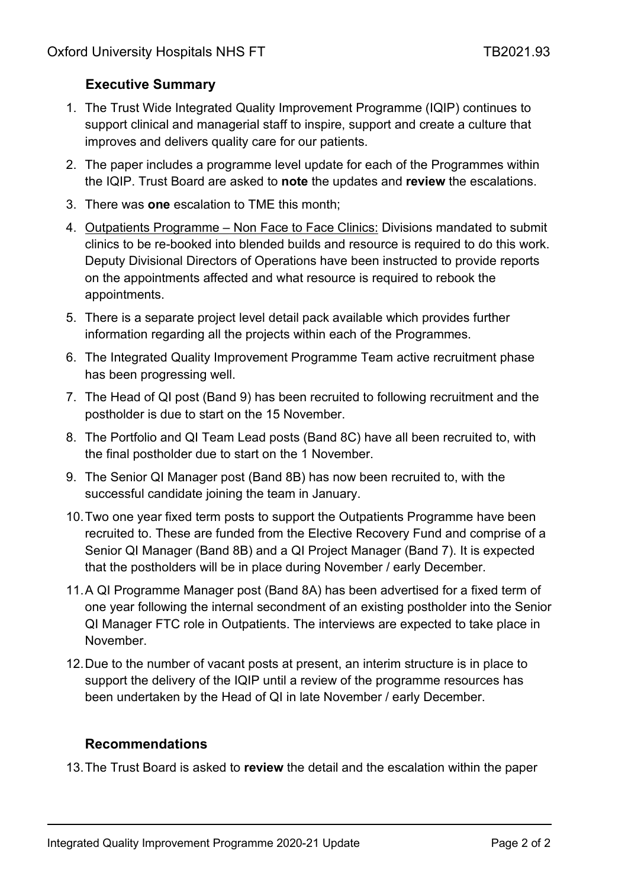## Executive Summary

1. The Trust Wide Integrated Quality Improvement Programme (IQIP) continues to support clinical and managerial staff to inspire, support and create a culture that improves and delivers quality care for our patients.
2. The paper includes a programme level update for each of the Programmes within the IQIP. Trust Board are asked to **note** the updates and **review** the escalations.
3. There was **one** escalation to TME this month;
4. Outpatients Programme – Non Face to Face Clinics: Divisions mandated to submit clinics to be re-booked into blended builds and resource is required to do this work. Deputy Divisional Directors of Operations have been instructed to provide reports on the appointments affected and what resource is required to rebook the appointments.
5. There is a separate project level detail pack available which provides further information regarding all the projects within each of the Programmes.
6. The Integrated Quality Improvement Programme Team active recruitment phase has been progressing well.
7. The Head of QI post (Band 9) has been recruited to following recruitment and the postholder is due to start on the 15 November.
8. The Portfolio and QI Team Lead posts (Band 8C) have all been recruited to, with the final postholder due to start on the 1 November.
9. The Senior QI Manager post (Band 8B) has now been recruited to, with the successful candidate joining the team in January.
10. Two one year fixed term posts to support the Outpatients Programme have been recruited to. These are funded from the Elective Recovery Fund and comprise of a Senior QI Manager (Band 8B) and a QI Project Manager (Band 7). It is expected that the postholders will be in place during November / early December.
11. A QI Programme Manager post (Band 8A) has been advertised for a fixed term of one year following the internal secondment of an existing postholder into the Senior QI Manager FTC role in Outpatients. The interviews are expected to take place in November.
12. Due to the number of vacant posts at present, an interim structure is in place to support the delivery of the IQIP until a review of the programme resources has been undertaken by the Head of QI in late November / early December.

## Recommendations

13. The Trust Board is asked to **review** the detail and the escalation within the paper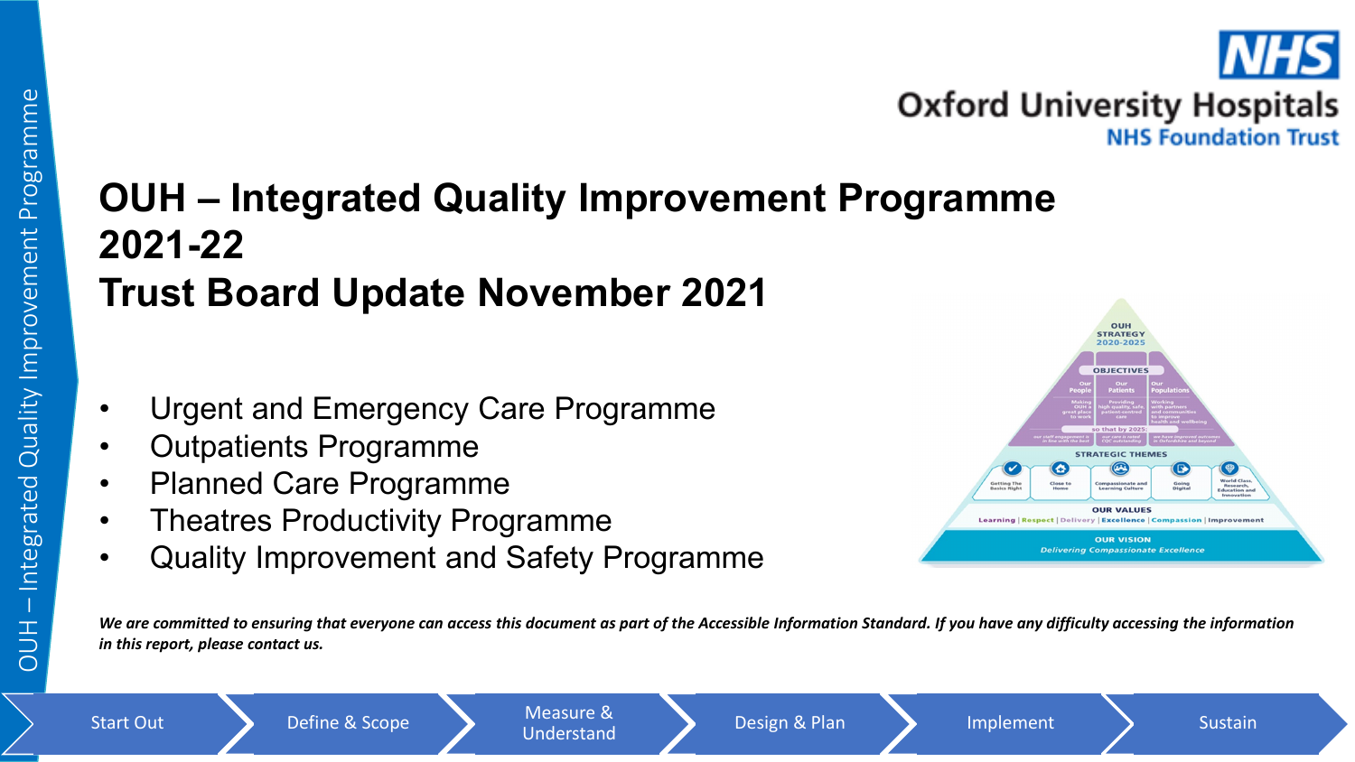# OUH – Integrated Quality Improvement Programme 2021-22

# Trust Board Update November 2021

- Urgent and Emergency Care Programme
- Outpatients Programme
- Planned Care Programme
- Theatres Productivity Programme
- Quality Improvement and Safety Programme

***We are committed to ensuring that everyone can access this document as part of the Accessible Information Standard. If you have any difficulty accessing the information in this report, please contact us.***

Start Out → Define & Scope → Measure & Understand → Design & Plan → Implement → Sustain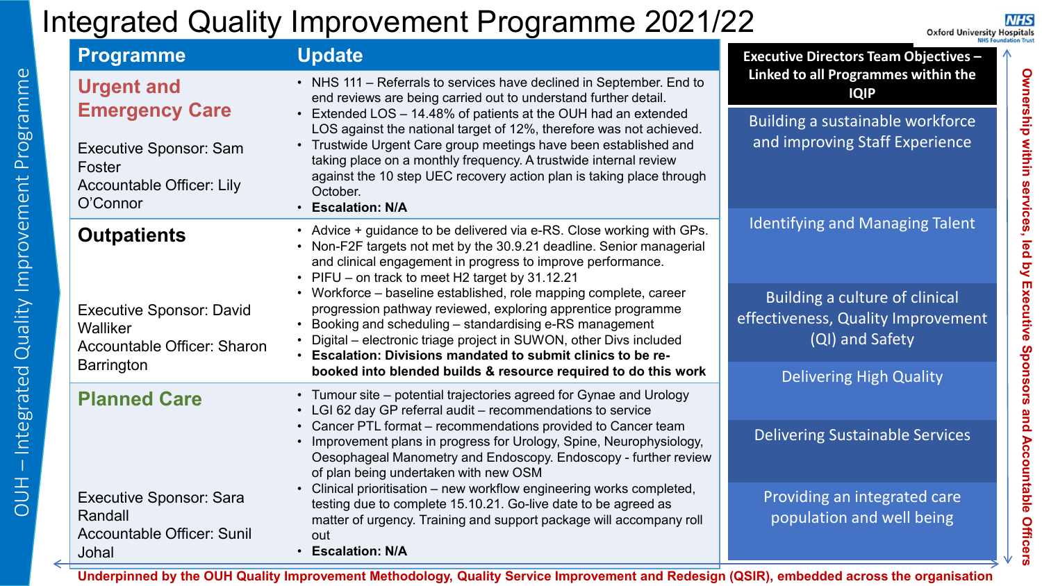# Integrated Quality Improvement Programme 2021/22

OUH – Integrated Quality Improvement Programme

| Programme | Update |
|---|---|
| **Urgent and Emergency Care**<br><br>Executive Sponsor: Sam Foster<br>Accountable Officer: Lily O'Connor | • NHS 111 – Referrals to services have declined in September. End to end reviews are being carried out to understand further detail.<br>• Extended LOS – 14.48% of patients at the OUH had an extended LOS against the national target of 12%, therefore was not achieved.<br>• Trustwide Urgent Care group meetings have been established and taking place on a monthly frequency. A trustwide internal review against the 10 step UEC recovery action plan is taking place through October.<br>• **Escalation: N/A** |
| **Outpatients**<br><br>Executive Sponsor: David Walliker<br>Accountable Officer: Sharon Barrington | • Advice + guidance to be delivered via e-RS. Close working with GPs.<br>• Non-F2F targets not met by the 30.9.21 deadline. Senior managerial and clinical engagement in progress to improve performance.<br>• PIFU – on track to meet H2 target by 31.12.21<br>• Workforce – baseline established, role mapping complete, career progression pathway reviewed, exploring apprentice programme<br>• Booking and scheduling – standardising e-RS management<br>• Digital – electronic triage project in SUWON, other Divs included<br>• **Escalation: Divisions mandated to submit clinics to be re-booked into blended builds & resource required to do this work** |
| **Planned Care**<br><br>Executive Sponsor: Sara Randall<br>Accountable Officer: Sunil Johal | • Tumour site – potential trajectories agreed for Gynae and Urology<br>• LGI 62 day GP referral audit – recommendations to service<br>• Cancer PTL format – recommendations provided to Cancer team<br>• Improvement plans in progress for Urology, Spine, Neurophysiology, Oesophageal Manometry and Endoscopy. Endoscopy - further review of plan being undertaken with new OSM<br>• Clinical prioritisation – new workflow engineering works completed, testing due to complete 15.10.21. Go-live date to be agreed as matter of urgency. Training and support package will accompany roll out<br>• **Escalation: N/A** |

**Executive Directors Team Objectives – Linked to all Programmes within the IQIP**

- Building a sustainable workforce and improving Staff Experience
- Identifying and Managing Talent
- Building a culture of clinical effectiveness, Quality Improvement (QI) and Safety
- Delivering High Quality
- Delivering Sustainable Services
- Providing an integrated care population and well being

**Ownership within services, led by Executive Sponsors and Accountable Officers**

**Underpinned by the OUH Quality Improvement Methodology, Quality Service Improvement and Redesign (QSIR), embedded across the organisation**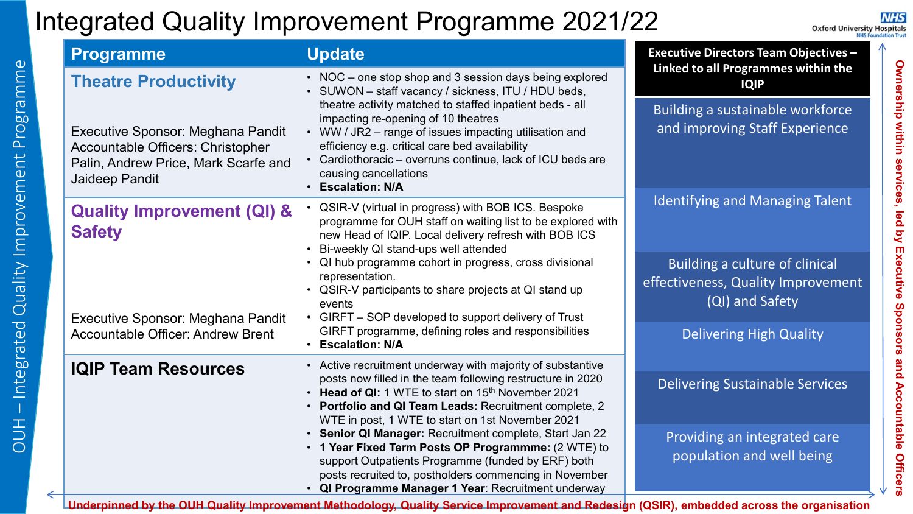# Integrated Quality Improvement Programme 2021/22

OUH – Integrated Quality Improvement Programme

| Programme | Update |
| --- | --- |
| **Theatre Productivity**<br><br>Executive Sponsor: Meghana Pandit<br>Accountable Officers: Christopher Palin, Andrew Price, Mark Scarfe and Jaideep Pandit | • NOC – one stop shop and 3 session days being explored<br>• SUWON – staff vacancy / sickness, ITU / HDU beds, theatre activity matched to staffed inpatient beds - all impacting re-opening of 10 theatres<br>• WW / JR2 – range of issues impacting utilisation and efficiency e.g. critical care bed availability<br>• Cardiothoracic – overruns continue, lack of ICU beds are causing cancellations<br>• **Escalation: N/A** |
| **Quality Improvement (QI) & Safety**<br><br>Executive Sponsor: Meghana Pandit<br>Accountable Officer: Andrew Brent | • QSIR-V (virtual in progress) with BOB ICS. Bespoke programme for OUH staff on waiting list to be explored with new Head of IQIP. Local delivery refresh with BOB ICS<br>• Bi-weekly QI stand-ups well attended<br>• QI hub programme cohort in progress, cross divisional representation.<br>• QSIR-V participants to share projects at QI stand up events<br>• GIRFT – SOP developed to support delivery of Trust GIRFT programme, defining roles and responsibilities<br>• **Escalation: N/A** |
| **IQIP Team Resources** | • Active recruitment underway with majority of substantive posts now filled in the team following restructure in 2020<br>• **Head of QI:** 1 WTE to start on 15th November 2021<br>• **Portfolio and QI Team Leads:** Recruitment complete, 2 WTE in post, 1 WTE to start on 1st November 2021<br>• **Senior QI Manager:** Recruitment complete, Start Jan 22<br>• **1 Year Fixed Term Posts OP Programmme:** (2 WTE) to support Outpatients Programme (funded by ERF) both posts recruited to, postholders commencing in November<br>• **QI Programme Manager 1 Year**: Recruitment underway |

**Executive Directors Team Objectives – Linked to all Programmes within the IQIP**

- Building a sustainable workforce and improving Staff Experience
- Identifying and Managing Talent
- Building a culture of clinical effectiveness, Quality Improvement (QI) and Safety
- Delivering High Quality
- Delivering Sustainable Services
- Providing an integrated care population and well being

Ownership within services, led by Executive Sponsors and Accountable Officers

Underpinned by the OUH Quality Improvement Methodology, Quality Service Improvement and Redesign (QSIR), embedded across the organisation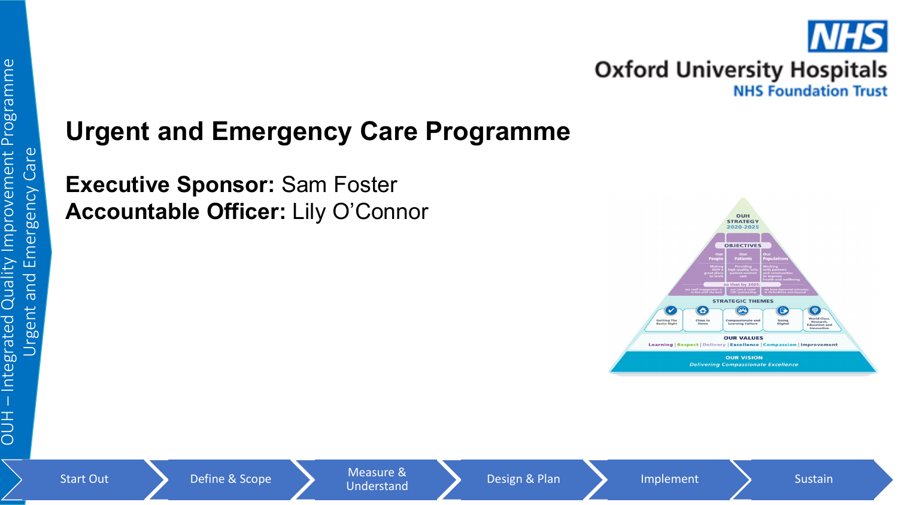# Urgent and Emergency Care Programme

**Executive Sponsor:** Sam Foster
**Accountable Officer:** Lily O'Connor

Start Out → Define & Scope → Measure & Understand → Design & Plan → Implement → Sustain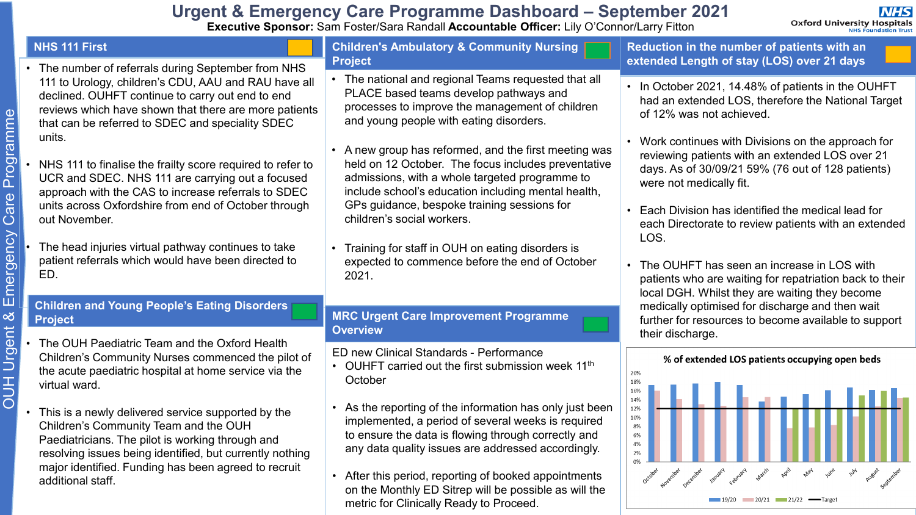# Urgent & Emergency Care Programme Dashboard – September 2021

**Executive Sponsor:** Sam Foster/Sara Randall **Accountable Officer:** Lily O'Connor/Larry Fitton

OUH Urgent & Emergency Care Programme

## NHS 111 First

- The number of referrals during September from NHS 111 to Urology, children's CDU, AAU and RAU have all declined. OUHFT continue to carry out end to end reviews which have shown that there are more patients that can be referred to SDEC and speciality SDEC units.
- NHS 111 to finalise the frailty score required to refer to UCR and SDEC. NHS 111 are carrying out a focused approach with the CAS to increase referrals to SDEC units across Oxfordshire from end of October through out November.
- The head injuries virtual pathway continues to take patient referrals which would have been directed to ED.

## Children and Young People's Eating Disorders Project

- The OUH Paediatric Team and the Oxford Health Children's Community Nurses commenced the pilot of the acute paediatric hospital at home service via the virtual ward.
- This is a newly delivered service supported by the Children's Community Team and the OUH Paediatricians. The pilot is working through and resolving issues being identified, but currently nothing major identified. Funding has been agreed to recruit additional staff.

## Children's Ambulatory & Community Nursing Project

- The national and regional Teams requested that all PLACE based teams develop pathways and processes to improve the management of children and young people with eating disorders.
- A new group has reformed, and the first meeting was held on 12 October. The focus includes preventative admissions, with a whole targeted programme to include school's education including mental health, GPs guidance, bespoke training sessions for children's social workers.
- Training for staff in OUH on eating disorders is expected to commence before the end of October 2021.

## MRC Urgent Care Improvement Programme Overview

ED new Clinical Standards - Performance

- OUHFT carried out the first submission week 11th October
- As the reporting of the information has only just been implemented, a period of several weeks is required to ensure the data is flowing through correctly and any data quality issues are addressed accordingly.
- After this period, reporting of booked appointments on the Monthly ED Sitrep will be possible as will the metric for Clinically Ready to Proceed.

## Reduction in the number of patients with an extended Length of stay (LOS) over 21 days

- In October 2021, 14.48% of patients in the OUHFT had an extended LOS, therefore the National Target of 12% was not achieved.
- Work continues with Divisions on the approach for reviewing patients with an extended LOS over 21 days. As of 30/09/21 59% (76 out of 128 patients) were not medically fit.
- Each Division has identified the medical lead for each Directorate to review patients with an extended LOS.
- The OUHFT has seen an increase in LOS with patients who are waiting for repatriation back to their local DGH. Whilst they are waiting they become medically optimised for discharge and then wait further for resources to become available to support their discharge.

**% of extended LOS patients occupying open beds**

| Month | 19/20 | 20/21 | 21/22 | Target |
|---|---|---|---|---|
| October | ~17.5% | ~16% | | 12% |
| November | ~17.5% | ~14% | | 12% |
| December | ~17.5% | ~13% | | 12% |
| January | ~18% | ~12.5% | | 12% |
| February | ~17% | ~14.5% | | 12% |
| March | ~13.5% | ~14.5% | | 12% |
| April | ~14.5% | ~7.5% | ~12% | 12% |
| May | ~15% | ~7.5% | ~12% | 12% |
| June | ~16% | ~8% | ~12% | 12% |
| July | ~16.5% | ~10% | ~15% | 12% |
| August | ~16% | ~12.5% | ~16% | 12% |
| September | ~16.5% | ~14.5% | ~14.5% | 12% |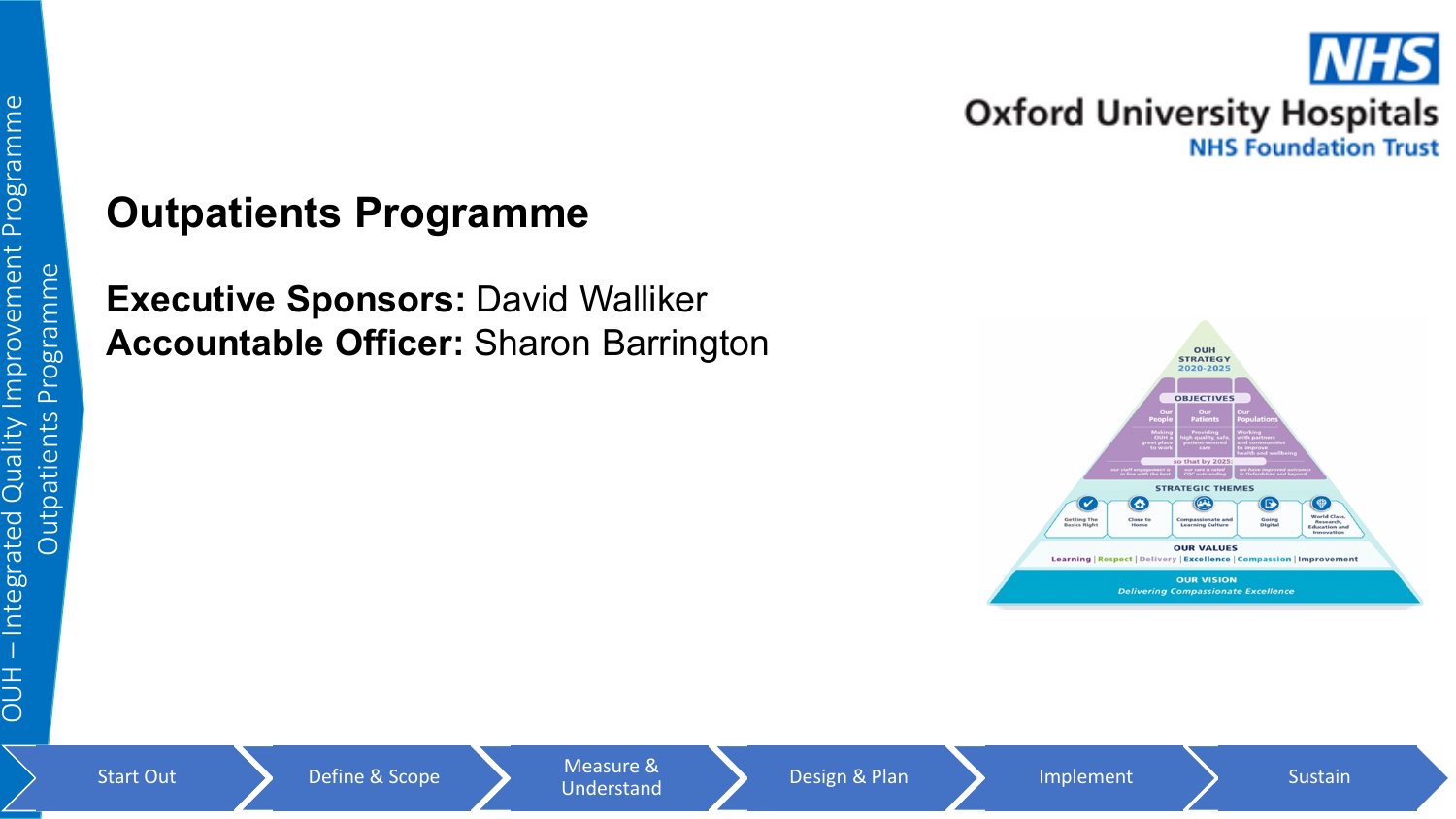# Outpatients Programme

**Executive Sponsors:** David Walliker
**Accountable Officer:** Sharon Barrington

Start Out → Define & Scope → Measure & Understand → Design & Plan → Implement → Sustain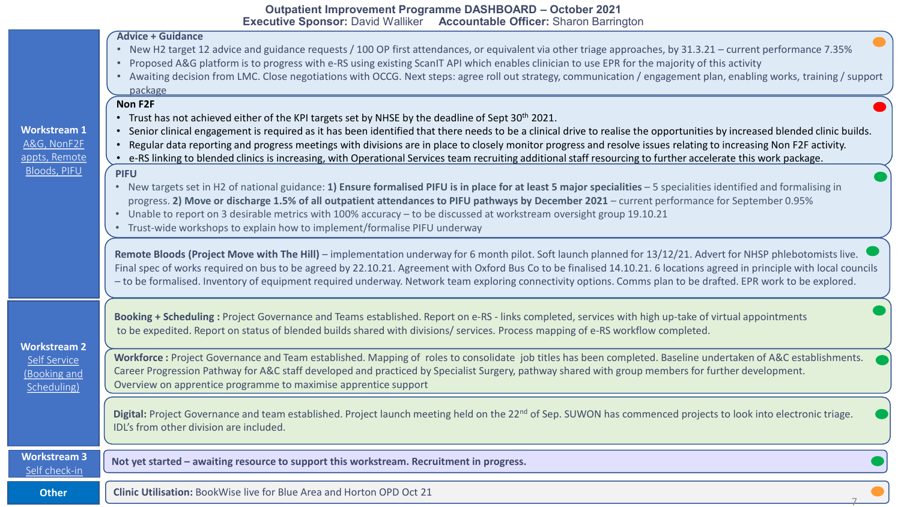# Outpatient Improvement Programme DASHBOARD – October 2021

**Executive Sponsor:** David Walliker **Accountable Officer:** Sharon Barrington

## Workstream 1 – A&G, NonF2F appts, Remote Bloods, PIFU

### Advice + Guidance

- New H2 target 12 advice and guidance requests / 100 OP first attendances, or equivalent via other triage approaches, by 31.3.21 – current performance 7.35%
- Proposed A&G platform is to progress with e-RS using existing ScanIT API which enables clinician to use EPR for the majority of this activity
- Awaiting decision from LMC. Close negotiations with OCCG. Next steps: agree roll out strategy, communication / engagement plan, enabling works, training / support package

### Non F2F

- Trust has not achieved either of the KPI targets set by NHSE by the deadline of Sept 30th 2021.
- Senior clinical engagement is required as it has been identified that there needs to be a clinical drive to realise the opportunities by increased blended clinic builds.
- Regular data reporting and progress meetings with divisions are in place to closely monitor progress and resolve issues relating to increasing Non F2F activity.
- e-RS linking to blended clinics is increasing, with Operational Services team recruiting additional staff resourcing to further accelerate this work package.

### PIFU

- New targets set in H2 of national guidance: **1) Ensure formalised PIFU is in place for at least 5 major specialities** – 5 specialities identified and formalising in progress. **2) Move or discharge 1.5% of all outpatient attendances to PIFU pathways by December 2021** – current performance for September 0.95%
- Unable to report on 3 desirable metrics with 100% accuracy – to be discussed at workstream oversight group 19.10.21
- Trust-wide workshops to explain how to implement/formalise PIFU underway

**Remote Bloods (Project Move with The Hill)** – implementation underway for 6 month pilot. Soft launch planned for 13/12/21. Advert for NHSP phlebotomists live. Final spec of works required on bus to be agreed by 22.10.21. Agreement with Oxford Bus Co to be finalised 14.10.21. 6 locations agreed in principle with local councils – to be formalised. Inventory of equipment required underway. Network team exploring connectivity options. Comms plan to be drafted. EPR work to be explored.

## Workstream 2 – Self Service (Booking and Scheduling)

**Booking + Scheduling :** Project Governance and Teams established. Report on e-RS - links completed, services with high up-take of virtual appointments to be expedited. Report on status of blended builds shared with divisions/ services. Process mapping of e-RS workflow completed.

**Workforce :** Project Governance and Team established. Mapping of roles to consolidate job titles has been completed. Baseline undertaken of A&C establishments. Career Progression Pathway for A&C staff developed and practiced by Specialist Surgery, pathway shared with group members for further development. Overview on apprentice programme to maximise apprentice support

**Digital:** Project Governance and team established. Project launch meeting held on the 22nd of Sep. SUWON has commenced projects to look into electronic triage. IDL's from other division are included.

## Workstream 3 – Self check-in

**Not yet started – awaiting resource to support this workstream. Recruitment in progress.**

## Other

**Clinic Utilisation:** BookWise live for Blue Area and Horton OPD Oct 21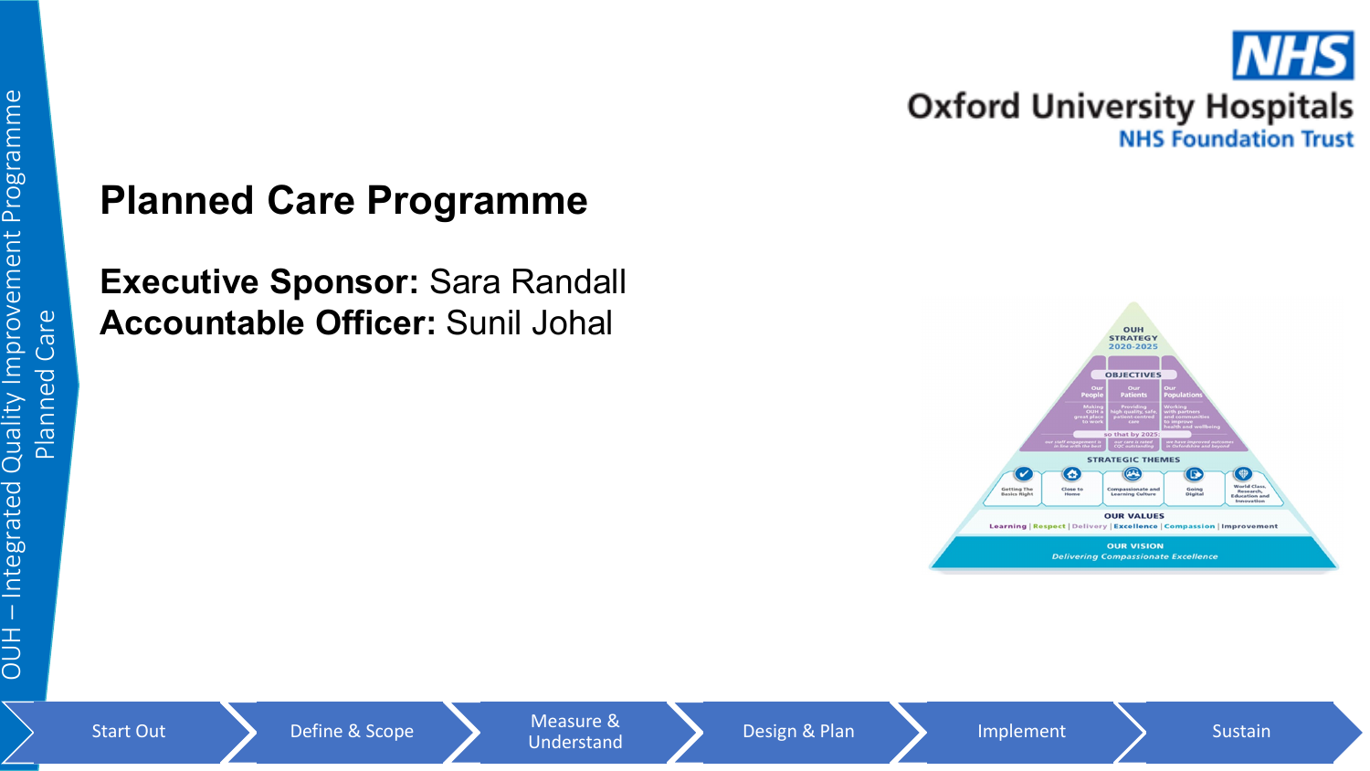# Planned Care Programme

**Executive Sponsor:** Sara Randall
**Accountable Officer:** Sunil Johal

OUH – Integrated Quality Improvement Programme
Planned Care

Start Out → Define & Scope → Measure & Understand → Design & Plan → Implement → Sustain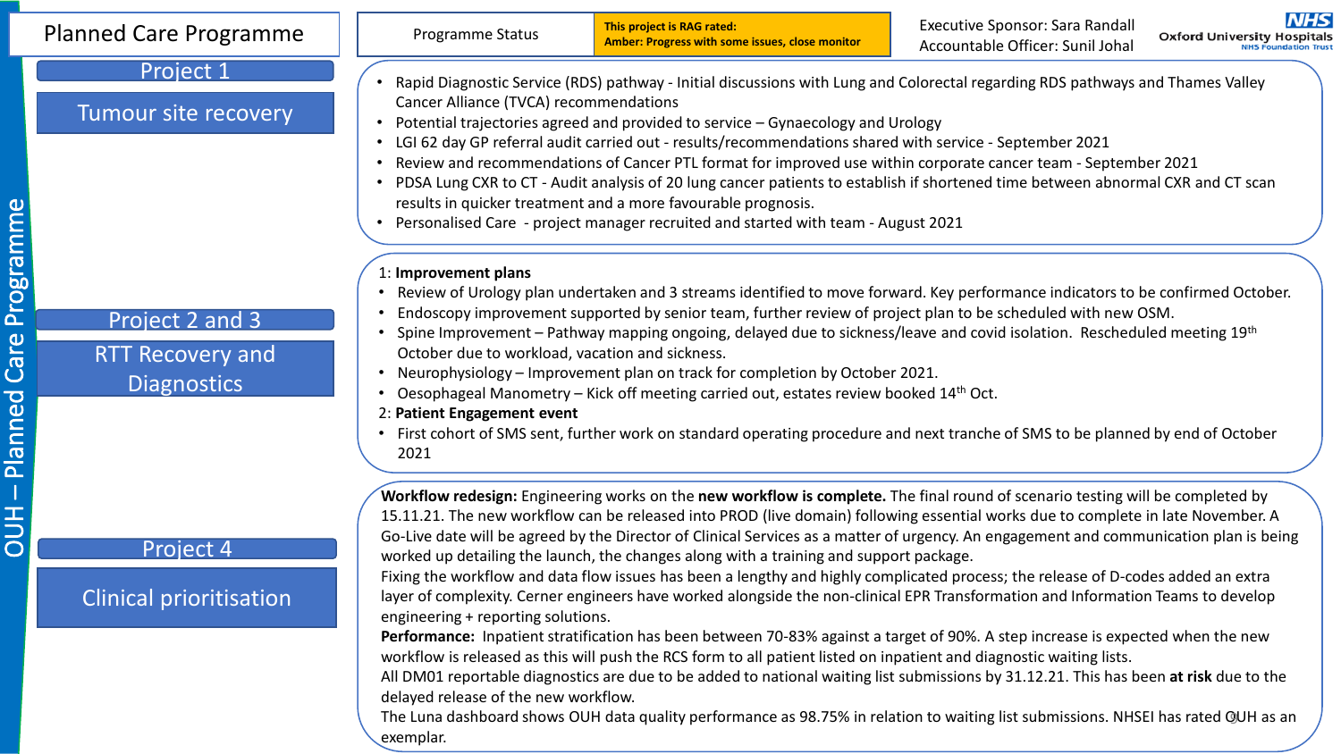# Planned Care Programme

| Programme Status | This project is RAG rated: Amber: Progress with some issues, close monitor |
|---|---|

Executive Sponsor: Sara Randall
Accountable Officer: Sunil Johal

NHS Oxford University Hospitals NHS Foundation Trust

OUH – Planned Care Programme

## Project 1

### Tumour site recovery

- Rapid Diagnostic Service (RDS) pathway - Initial discussions with Lung and Colorectal regarding RDS pathways and Thames Valley Cancer Alliance (TVCA) recommendations
- Potential trajectories agreed and provided to service – Gynaecology and Urology
- LGI 62 day GP referral audit carried out - results/recommendations shared with service - September 2021
- Review and recommendations of Cancer PTL format for improved use within corporate cancer team - September 2021
- PDSA Lung CXR to CT - Audit analysis of 20 lung cancer patients to establish if shortened time between abnormal CXR and CT scan results in quicker treatment and a more favourable prognosis.
- Personalised Care - project manager recruited and started with team - August 2021

## Project 2 and 3

### RTT Recovery and Diagnostics

1: **Improvement plans**

- Review of Urology plan undertaken and 3 streams identified to move forward. Key performance indicators to be confirmed October.
- Endoscopy improvement supported by senior team, further review of project plan to be scheduled with new OSM.
- Spine Improvement – Pathway mapping ongoing, delayed due to sickness/leave and covid isolation. Rescheduled meeting 19th October due to workload, vacation and sickness.
- Neurophysiology – Improvement plan on track for completion by October 2021.
- Oesophageal Manometry – Kick off meeting carried out, estates review booked 14th Oct.

2: **Patient Engagement event**

- First cohort of SMS sent, further work on standard operating procedure and next tranche of SMS to be planned by end of October 2021

## Project 4

### Clinical prioritisation

**Workflow redesign:** Engineering works on the **new workflow is complete.** The final round of scenario testing will be completed by 15.11.21. The new workflow can be released into PROD (live domain) following essential works due to complete in late November. A Go-Live date will be agreed by the Director of Clinical Services as a matter of urgency. An engagement and communication plan is being worked up detailing the launch, the changes along with a training and support package.

Fixing the workflow and data flow issues has been a lengthy and highly complicated process; the release of D-codes added an extra layer of complexity. Cerner engineers have worked alongside the non-clinical EPR Transformation and Information Teams to develop engineering + reporting solutions.

**Performance:** Inpatient stratification has been between 70-83% against a target of 90%. A step increase is expected when the new workflow is released as this will push the RCS form to all patient listed on inpatient and diagnostic waiting lists.

All DM01 reportable diagnostics are due to be added to national waiting list submissions by 31.12.21. This has been **at risk** due to the delayed release of the new workflow.

The Luna dashboard shows OUH data quality performance as 98.75% in relation to waiting list submissions. NHSEI has rated OUH as an exemplar.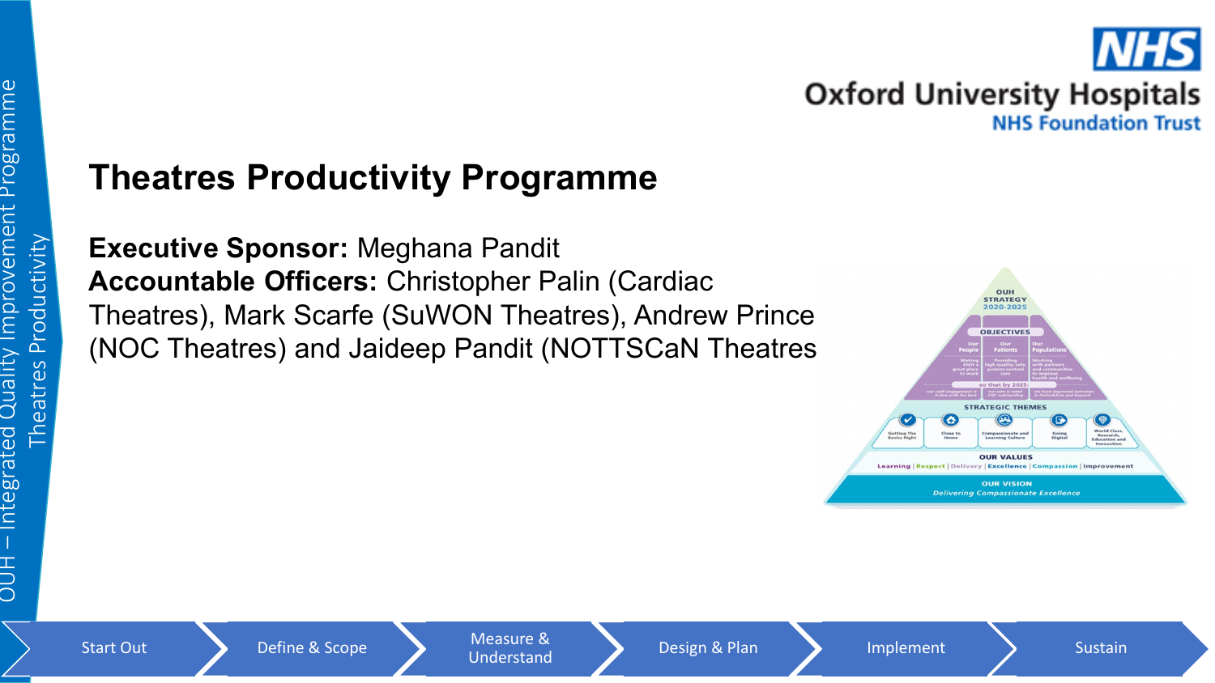# Theatres Productivity Programme

**Executive Sponsor:** Meghana Pandit
**Accountable Officers:** Christopher Palin (Cardiac Theatres), Mark Scarfe (SuWON Theatres), Andrew Prince (NOC Theatres) and Jaideep Pandit (NOTTSCaN Theatres

Start Out → Define & Scope → Measure & Understand → Design & Plan → Implement → Sustain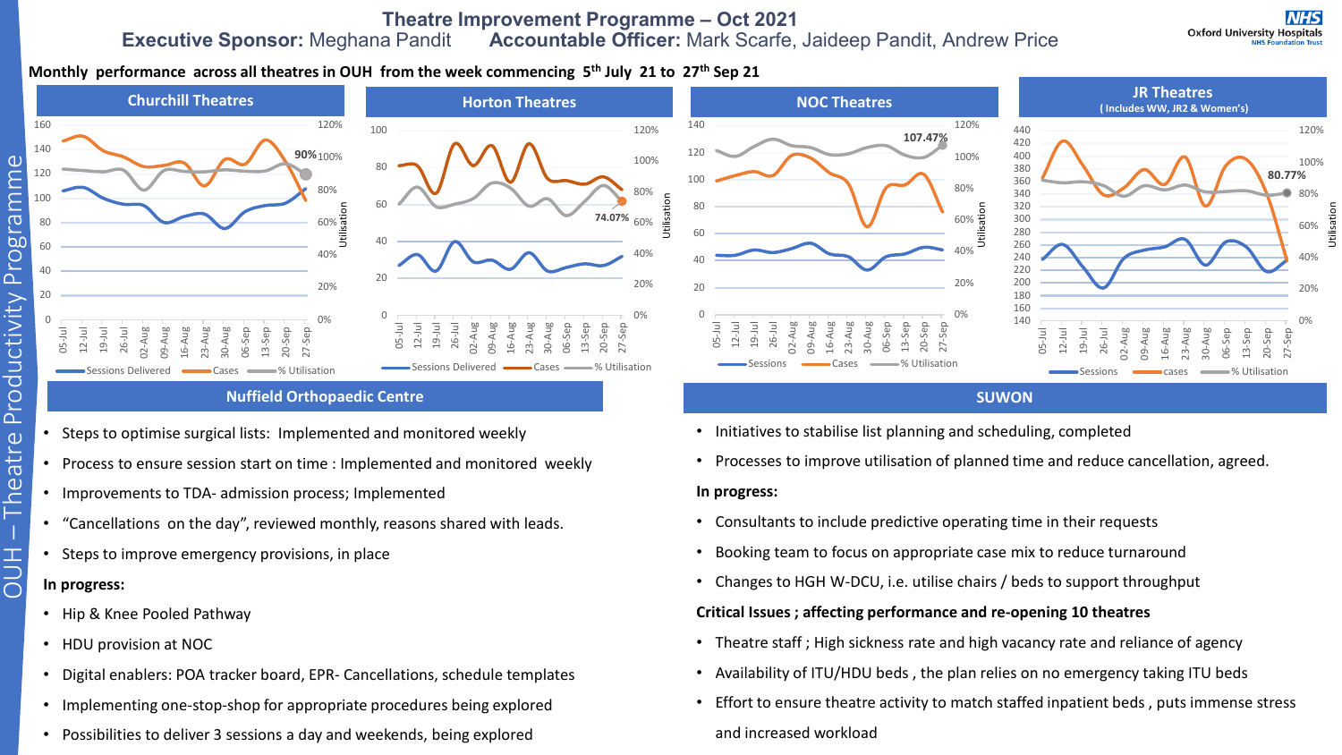# Theatre Improvement Programme – Oct 2021

**Executive Sponsor:** Meghana Pandit **Accountable Officer:** Mark Scarfe, Jaideep Pandit, Andrew Price

OUH – Theatre Productivity Programme

**Monthly performance across all theatres in OUH from the week commencing 5th July 21 to 27th Sep 21**

## Churchill Theatres

90%

Sessions Delivered, Cases, % Utilisation

## Horton Theatres

74.07%

Sessions Delivered, Cases, % Utilisation

## NOC Theatres

107.47%

Sessions, Cases, % Utilisation

## JR Theatres
(Includes WW, JR2 & Women's)

80.77%

Sessions, cases, % Utilisation

## Nuffield Orthopaedic Centre

- Steps to optimise surgical lists: Implemented and monitored weekly
- Process to ensure session start on time : Implemented and monitored weekly
- Improvements to TDA- admission process; Implemented
- "Cancellations on the day", reviewed monthly, reasons shared with leads.
- Steps to improve emergency provisions, in place

**In progress:**

- Hip & Knee Pooled Pathway
- HDU provision at NOC
- Digital enablers: POA tracker board, EPR- Cancellations, schedule templates
- Implementing one-stop-shop for appropriate procedures being explored
- Possibilities to deliver 3 sessions a day and weekends, being explored

## SUWON

- Initiatives to stabilise list planning and scheduling, completed
- Processes to improve utilisation of planned time and reduce cancellation, agreed.

**In progress:**

- Consultants to include predictive operating time in their requests
- Booking team to focus on appropriate case mix to reduce turnaround
- Changes to HGH W-DCU, i.e. utilise chairs / beds to support throughput

**Critical Issues ; affecting performance and re-opening 10 theatres**

- Theatre staff ; High sickness rate and high vacancy rate and reliance of agency
- Availability of ITU/HDU beds , the plan relies on no emergency taking ITU beds
- Effort to ensure theatre activity to match staffed inpatient beds , puts immense stress and increased workload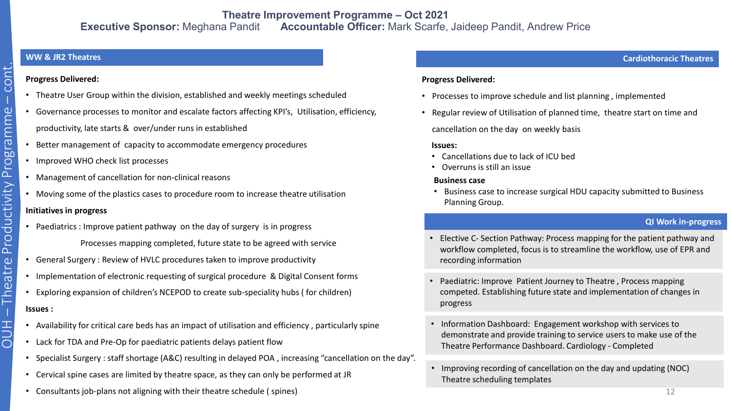# Theatre Improvement Programme – Oct 2021

**Executive Sponsor:** Meghana Pandit **Accountable Officer:** Mark Scarfe, Jaideep Pandit, Andrew Price

OUH – Theatre Productivity Programme – cont.

## WW & JR2 Theatres

**Progress Delivered:**

- Theatre User Group within the division, established and weekly meetings scheduled
- Governance processes to monitor and escalate factors affecting KPI's, Utilisation, efficiency, productivity, late starts & over/under runs in established
- Better management of capacity to accommodate emergency procedures
- Improved WHO check list processes
- Management of cancellation for non-clinical reasons
- Moving some of the plastics cases to procedure room to increase theatre utilisation

**Initiatives in progress**

- Paediatrics : Improve patient pathway on the day of surgery is in progress

  Processes mapping completed, future state to be agreed with service
- General Surgery : Review of HVLC procedures taken to improve productivity
- Implementation of electronic requesting of surgical procedure & Digital Consent forms
- Exploring expansion of children's NCEPOD to create sub-speciality hubs ( for children)

**Issues :**

- Availability for critical care beds has an impact of utilisation and efficiency , particularly spine
- Lack for TDA and Pre-Op for paediatric patients delays patient flow
- Specialist Surgery : staff shortage (A&C) resulting in delayed POA , increasing "cancellation on the day".
- Cervical spine cases are limited by theatre space, as they can only be performed at JR
- Consultants job-plans not aligning with their theatre schedule ( spines)

## Cardiothoracic Theatres

**Progress Delivered:**

- Processes to improve schedule and list planning , implemented
- Regular review of Utilisation of planned time, theatre start on time and cancellation on the day on weekly basis

**Issues:**

- Cancellations due to lack of ICU bed
- Overruns is still an issue

**Business case**

- Business case to increase surgical HDU capacity submitted to Business Planning Group.

## QI Work in-progress

- Elective C- Section Pathway: Process mapping for the patient pathway and workflow completed, focus is to streamline the workflow, use of EPR and recording information
- Paediatric: Improve Patient Journey to Theatre , Process mapping competed. Establishing future state and implementation of changes in progress
- Information Dashboard: Engagement workshop with services to demonstrate and provide training to service users to make use of the Theatre Performance Dashboard. Cardiology - Completed
- Improving recording of cancellation on the day and updating (NOC) Theatre scheduling templates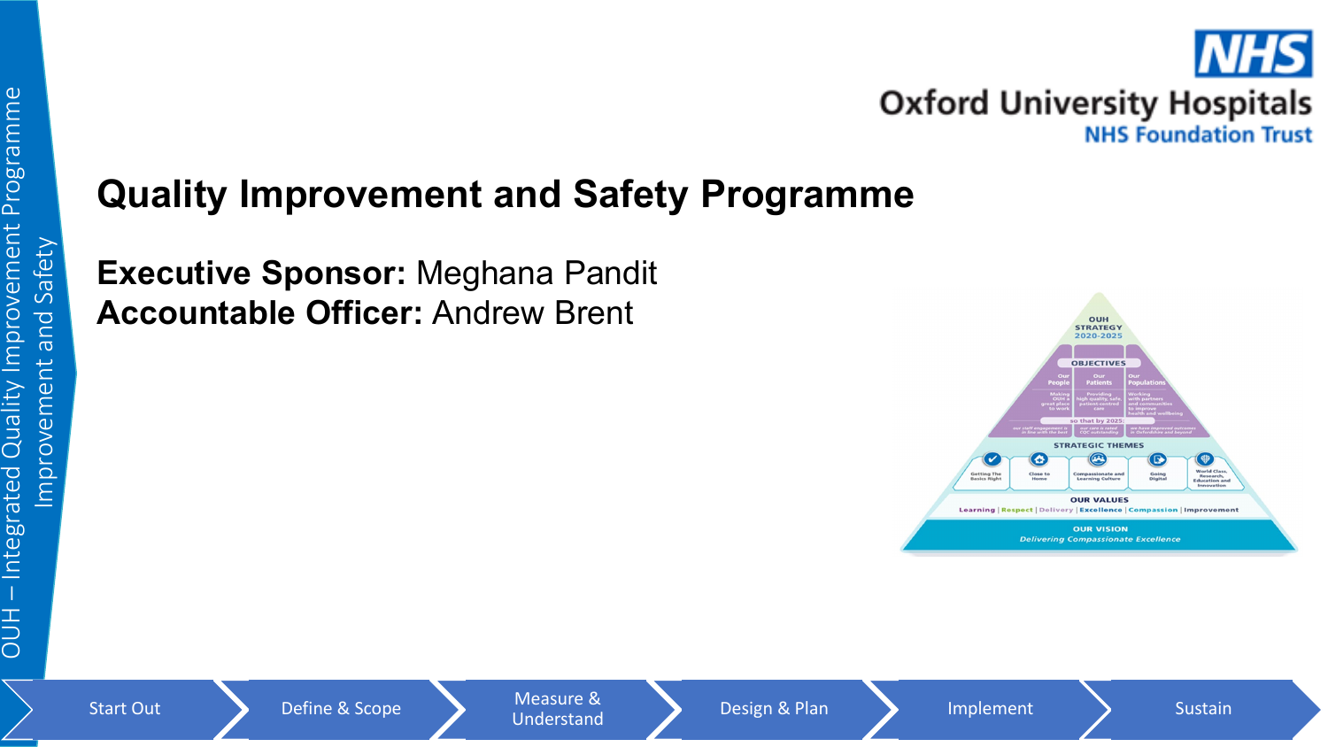OUH – Integrated Quality Improvement Programme

Improvement and Safety

# Quality Improvement and Safety Programme

**Executive Sponsor:** Meghana Pandit
**Accountable Officer:** Andrew Brent

Start Out → Define & Scope → Measure & Understand → Design & Plan → Implement → Sustain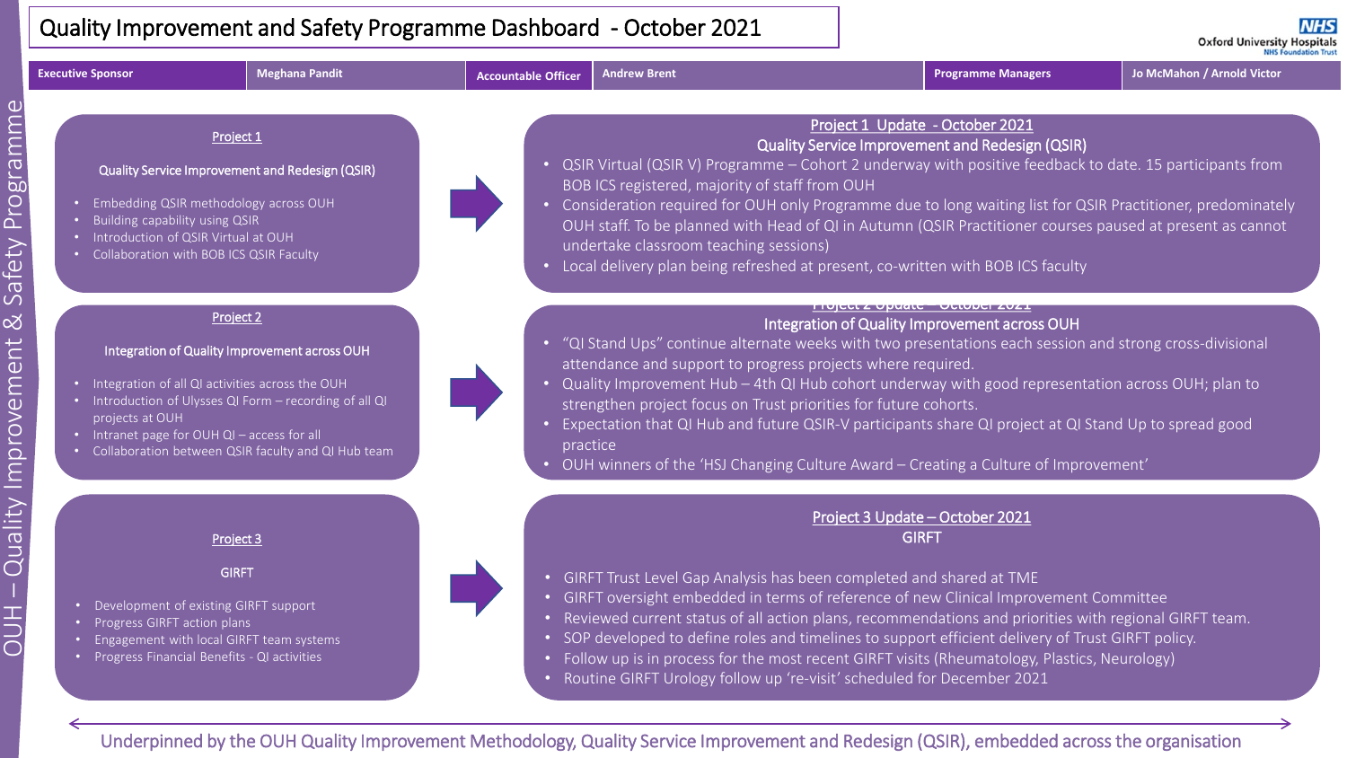# Quality Improvement and Safety Programme Dashboard - October 2021

Oxford University Hospitals NHS Foundation Trust

| Executive Sponsor | Meghana Pandit | Accountable Officer | Andrew Brent | Programme Managers | Jo McMahon / Arnold Victor |
|---|---|---|---|---|---|

OUH – Quality Improvement & Safety Programme

## Project 1

**Quality Service Improvement and Redesign (QSIR)**

- Embedding QSIR methodology across OUH
- Building capability using QSIR
- Introduction of QSIR Virtual at OUH
- Collaboration with BOB ICS QSIR Faculty

## Project 1 Update - October 2021

**Quality Service Improvement and Redesign (QSIR)**

- QSIR Virtual (QSIR V) Programme – Cohort 2 underway with positive feedback to date. 15 participants from BOB ICS registered, majority of staff from OUH
- Consideration required for OUH only Programme due to long waiting list for QSIR Practitioner, predominately OUH staff. To be planned with Head of QI in Autumn (QSIR Practitioner courses paused at present as cannot undertake classroom teaching sessions)
- Local delivery plan being refreshed at present, co-written with BOB ICS faculty

## Project 2

**Integration of Quality Improvement across OUH**

- Integration of all QI activities across the OUH
- Introduction of Ulysses QI Form – recording of all QI projects at OUH
- Intranet page for OUH QI – access for all
- Collaboration between QSIR faculty and QI Hub team

## Project 2 Update – October 2021

**Integration of Quality Improvement across OUH**

- "QI Stand Ups" continue alternate weeks with two presentations each session and strong cross-divisional attendance and support to progress projects where required.
- Quality Improvement Hub – 4th QI Hub cohort underway with good representation across OUH; plan to strengthen project focus on Trust priorities for future cohorts.
- Expectation that QI Hub and future QSIR-V participants share QI project at QI Stand Up to spread good practice
- OUH winners of the 'HSJ Changing Culture Award – Creating a Culture of Improvement'

## Project 3

**GIRFT**

- Development of existing GIRFT support
- Progress GIRFT action plans
- Engagement with local GIRFT team systems
- Progress Financial Benefits - QI activities

## Project 3 Update – October 2021

**GIRFT**

- GIRFT Trust Level Gap Analysis has been completed and shared at TME
- GIRFT oversight embedded in terms of reference of new Clinical Improvement Committee
- Reviewed current status of all action plans, recommendations and priorities with regional GIRFT team.
- SOP developed to define roles and timelines to support efficient delivery of Trust GIRFT policy.
- Follow up is in process for the most recent GIRFT visits (Rheumatology, Plastics, Neurology)
- Routine GIRFT Urology follow up 're-visit' scheduled for December 2021

Underpinned by the OUH Quality Improvement Methodology, Quality Service Improvement and Redesign (QSIR), embedded across the organisation